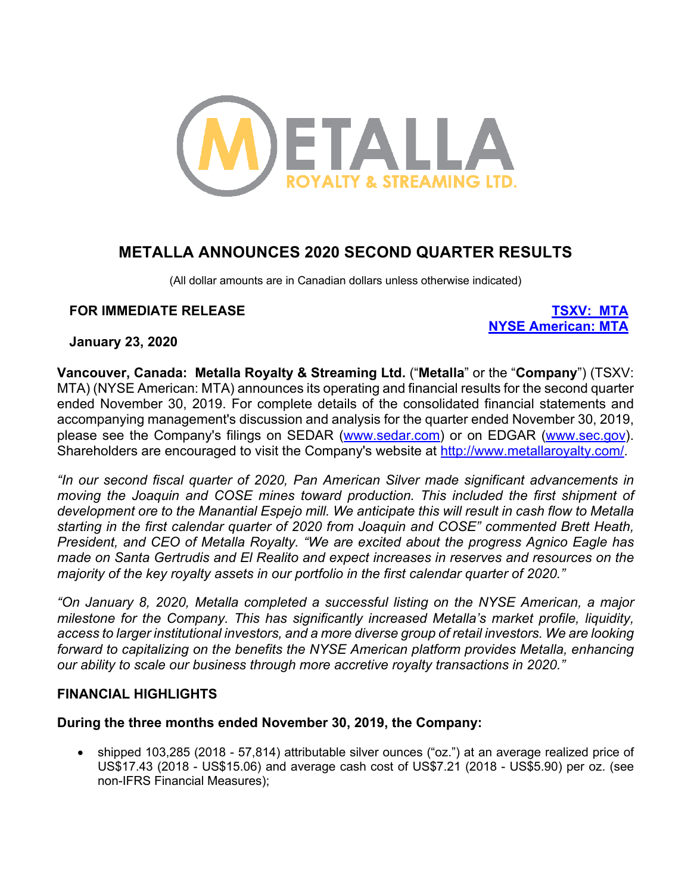# METALLA ANNOUNCES 2020 SECOND QUARTER RESULTS

(All dollar amounts are in Canadian dollars unless otherwise indicated)

**FOR IMMEDIATE RELEASE**

**TSXV: MTA**
**NYSE American: MTA**

**January 23, 2020**

**Vancouver, Canada: Metalla Royalty & Streaming Ltd.** ("**Metalla**" or the "**Company**") (TSXV: MTA) (NYSE American: MTA) announces its operating and financial results for the second quarter ended November 30, 2019. For complete details of the consolidated financial statements and accompanying management's discussion and analysis for the quarter ended November 30, 2019, please see the Company's filings on SEDAR (www.sedar.com) or on EDGAR (www.sec.gov). Shareholders are encouraged to visit the Company's website at http://www.metallaroyalty.com/.

*"In our second fiscal quarter of 2020, Pan American Silver made significant advancements in moving the Joaquin and COSE mines toward production. This included the first shipment of development ore to the Manantial Espejo mill. We anticipate this will result in cash flow to Metalla starting in the first calendar quarter of 2020 from Joaquin and COSE" commented Brett Heath, President, and CEO of Metalla Royalty. "We are excited about the progress Agnico Eagle has made on Santa Gertrudis and El Realito and expect increases in reserves and resources on the majority of the key royalty assets in our portfolio in the first calendar quarter of 2020."*

*"On January 8, 2020, Metalla completed a successful listing on the NYSE American, a major milestone for the Company. This has significantly increased Metalla's market profile, liquidity, access to larger institutional investors, and a more diverse group of retail investors. We are looking forward to capitalizing on the benefits the NYSE American platform provides Metalla, enhancing our ability to scale our business through more accretive royalty transactions in 2020."*

## FINANCIAL HIGHLIGHTS

### During the three months ended November 30, 2019, the Company:

- shipped 103,285 (2018 - 57,814) attributable silver ounces ("oz.") at an average realized price of US$17.43 (2018 - US$15.06) and average cash cost of US$7.21 (2018 - US$5.90) per oz. (see non-IFRS Financial Measures);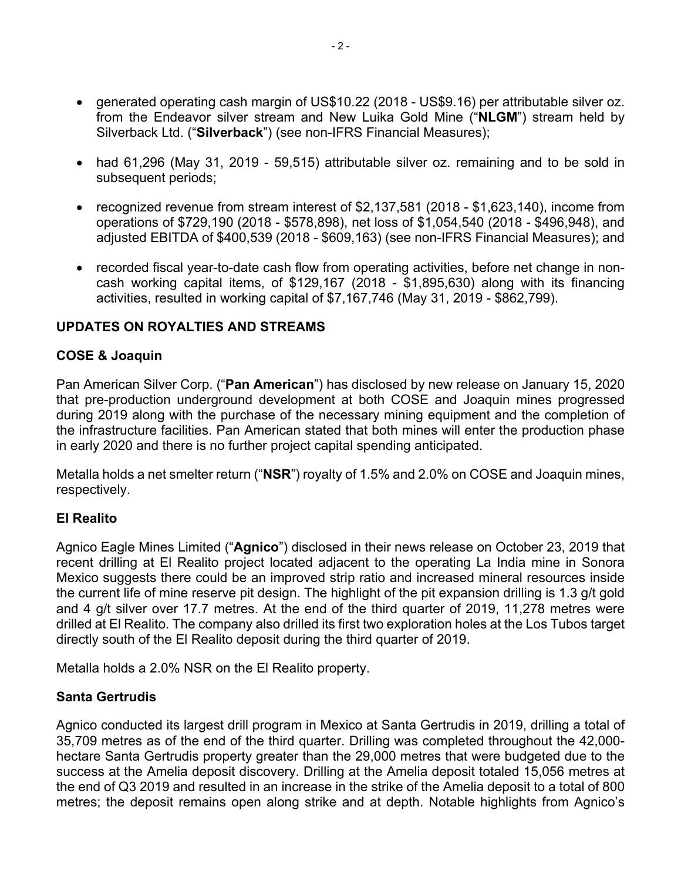- generated operating cash margin of US$10.22 (2018 - US$9.16) per attributable silver oz. from the Endeavor silver stream and New Luika Gold Mine ("**NLGM**") stream held by Silverback Ltd. ("**Silverback**") (see non-IFRS Financial Measures);

- had 61,296 (May 31, 2019 - 59,515) attributable silver oz. remaining and to be sold in subsequent periods;

- recognized revenue from stream interest of $2,137,581 (2018 - $1,623,140), income from operations of $729,190 (2018 - $578,898), net loss of $1,054,540 (2018 - $496,948), and adjusted EBITDA of $400,539 (2018 - $609,163) (see non-IFRS Financial Measures); and

- recorded fiscal year-to-date cash flow from operating activities, before net change in non-cash working capital items, of $129,167 (2018 - $1,895,630) along with its financing activities, resulted in working capital of $7,167,746 (May 31, 2019 - $862,799).

## UPDATES ON ROYALTIES AND STREAMS

### COSE & Joaquin

Pan American Silver Corp. ("**Pan American**") has disclosed by new release on January 15, 2020 that pre-production underground development at both COSE and Joaquin mines progressed during 2019 along with the purchase of the necessary mining equipment and the completion of the infrastructure facilities. Pan American stated that both mines will enter the production phase in early 2020 and there is no further project capital spending anticipated.

Metalla holds a net smelter return ("**NSR**") royalty of 1.5% and 2.0% on COSE and Joaquin mines, respectively.

### El Realito

Agnico Eagle Mines Limited ("**Agnico**") disclosed in their news release on October 23, 2019 that recent drilling at El Realito project located adjacent to the operating La India mine in Sonora Mexico suggests there could be an improved strip ratio and increased mineral resources inside the current life of mine reserve pit design. The highlight of the pit expansion drilling is 1.3 g/t gold and 4 g/t silver over 17.7 metres. At the end of the third quarter of 2019, 11,278 metres were drilled at El Realito. The company also drilled its first two exploration holes at the Los Tubos target directly south of the El Realito deposit during the third quarter of 2019.

Metalla holds a 2.0% NSR on the El Realito property.

### Santa Gertrudis

Agnico conducted its largest drill program in Mexico at Santa Gertrudis in 2019, drilling a total of 35,709 metres as of the end of the third quarter. Drilling was completed throughout the 42,000-hectare Santa Gertrudis property greater than the 29,000 metres that were budgeted due to the success at the Amelia deposit discovery. Drilling at the Amelia deposit totaled 15,056 metres at the end of Q3 2019 and resulted in an increase in the strike of the Amelia deposit to a total of 800 metres; the deposit remains open along strike and at depth. Notable highlights from Agnico's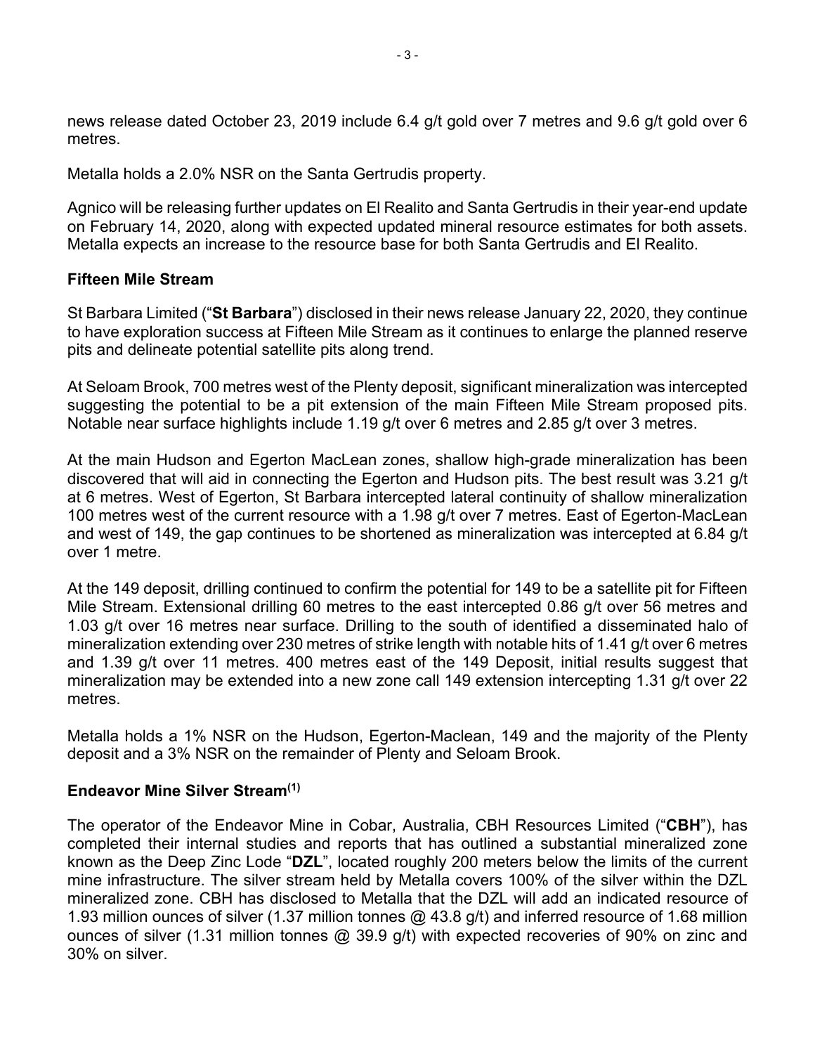news release dated October 23, 2019 include 6.4 g/t gold over 7 metres and 9.6 g/t gold over 6 metres.

Metalla holds a 2.0% NSR on the Santa Gertrudis property.

Agnico will be releasing further updates on El Realito and Santa Gertrudis in their year-end update on February 14, 2020, along with expected updated mineral resource estimates for both assets. Metalla expects an increase to the resource base for both Santa Gertrudis and El Realito.

## Fifteen Mile Stream

St Barbara Limited ("**St Barbara**") disclosed in their news release January 22, 2020, they continue to have exploration success at Fifteen Mile Stream as it continues to enlarge the planned reserve pits and delineate potential satellite pits along trend.

At Seloam Brook, 700 metres west of the Plenty deposit, significant mineralization was intercepted suggesting the potential to be a pit extension of the main Fifteen Mile Stream proposed pits. Notable near surface highlights include 1.19 g/t over 6 metres and 2.85 g/t over 3 metres.

At the main Hudson and Egerton MacLean zones, shallow high-grade mineralization has been discovered that will aid in connecting the Egerton and Hudson pits. The best result was 3.21 g/t at 6 metres. West of Egerton, St Barbara intercepted lateral continuity of shallow mineralization 100 metres west of the current resource with a 1.98 g/t over 7 metres. East of Egerton-MacLean and west of 149, the gap continues to be shortened as mineralization was intercepted at 6.84 g/t over 1 metre.

At the 149 deposit, drilling continued to confirm the potential for 149 to be a satellite pit for Fifteen Mile Stream. Extensional drilling 60 metres to the east intercepted 0.86 g/t over 56 metres and 1.03 g/t over 16 metres near surface. Drilling to the south of identified a disseminated halo of mineralization extending over 230 metres of strike length with notable hits of 1.41 g/t over 6 metres and 1.39 g/t over 11 metres. 400 metres east of the 149 Deposit, initial results suggest that mineralization may be extended into a new zone call 149 extension intercepting 1.31 g/t over 22 metres.

Metalla holds a 1% NSR on the Hudson, Egerton-Maclean, 149 and the majority of the Plenty deposit and a 3% NSR on the remainder of Plenty and Seloam Brook.

## Endeavor Mine Silver Stream[(1)]

The operator of the Endeavor Mine in Cobar, Australia, CBH Resources Limited ("**CBH**"), has completed their internal studies and reports that has outlined a substantial mineralized zone known as the Deep Zinc Lode "**DZL**", located roughly 200 meters below the limits of the current mine infrastructure. The silver stream held by Metalla covers 100% of the silver within the DZL mineralized zone. CBH has disclosed to Metalla that the DZL will add an indicated resource of 1.93 million ounces of silver (1.37 million tonnes @ 43.8 g/t) and inferred resource of 1.68 million ounces of silver (1.31 million tonnes @ 39.9 g/t) with expected recoveries of 90% on zinc and 30% on silver.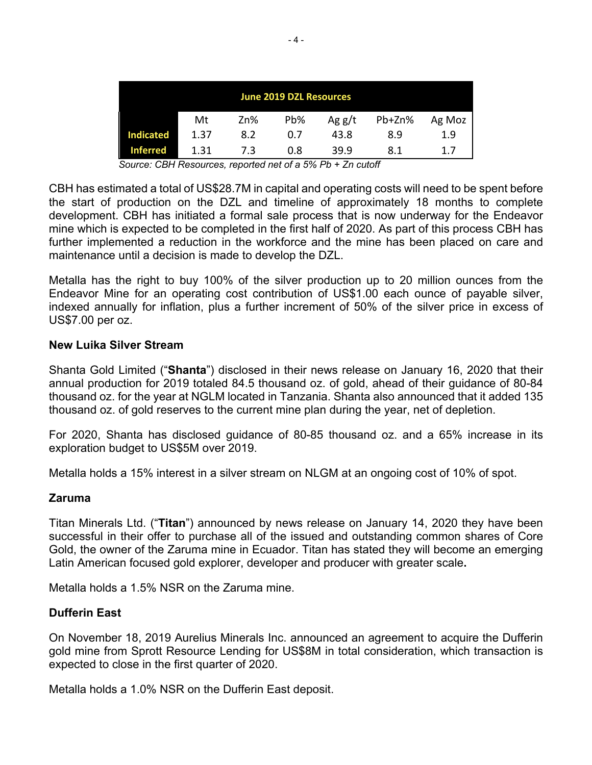| June 2019 DZL Resources | | | | | | |
|---|---|---|---|---|---|---|
| | Mt | Zn% | Pb% | Ag g/t | Pb+Zn% | Ag Moz |
| **Indicated** | 1.37 | 8.2 | 0.7 | 43.8 | 8.9 | 1.9 |
| **Inferred** | 1.31 | 7.3 | 0.8 | 39.9 | 8.1 | 1.7 |

*Source: CBH Resources, reported net of a 5% Pb + Zn cutoff*

CBH has estimated a total of US$28.7M in capital and operating costs will need to be spent before the start of production on the DZL and timeline of approximately 18 months to complete development. CBH has initiated a formal sale process that is now underway for the Endeavor mine which is expected to be completed in the first half of 2020. As part of this process CBH has further implemented a reduction in the workforce and the mine has been placed on care and maintenance until a decision is made to develop the DZL.

Metalla has the right to buy 100% of the silver production up to 20 million ounces from the Endeavor Mine for an operating cost contribution of US$1.00 each ounce of payable silver, indexed annually for inflation, plus a further increment of 50% of the silver price in excess of US$7.00 per oz.

**New Luika Silver Stream**

Shanta Gold Limited ("**Shanta**") disclosed in their news release on January 16, 2020 that their annual production for 2019 totaled 84.5 thousand oz. of gold, ahead of their guidance of 80-84 thousand oz. for the year at NGLM located in Tanzania. Shanta also announced that it added 135 thousand oz. of gold reserves to the current mine plan during the year, net of depletion.

For 2020, Shanta has disclosed guidance of 80-85 thousand oz. and a 65% increase in its exploration budget to US$5M over 2019.

Metalla holds a 15% interest in a silver stream on NLGM at an ongoing cost of 10% of spot.

**Zaruma**

Titan Minerals Ltd. ("**Titan**") announced by news release on January 14, 2020 they have been successful in their offer to purchase all of the issued and outstanding common shares of Core Gold, the owner of the Zaruma mine in Ecuador. Titan has stated they will become an emerging Latin American focused gold explorer, developer and producer with greater scale.

Metalla holds a 1.5% NSR on the Zaruma mine.

**Dufferin East**

On November 18, 2019 Aurelius Minerals Inc. announced an agreement to acquire the Dufferin gold mine from Sprott Resource Lending for US$8M in total consideration, which transaction is expected to close in the first quarter of 2020.

Metalla holds a 1.0% NSR on the Dufferin East deposit.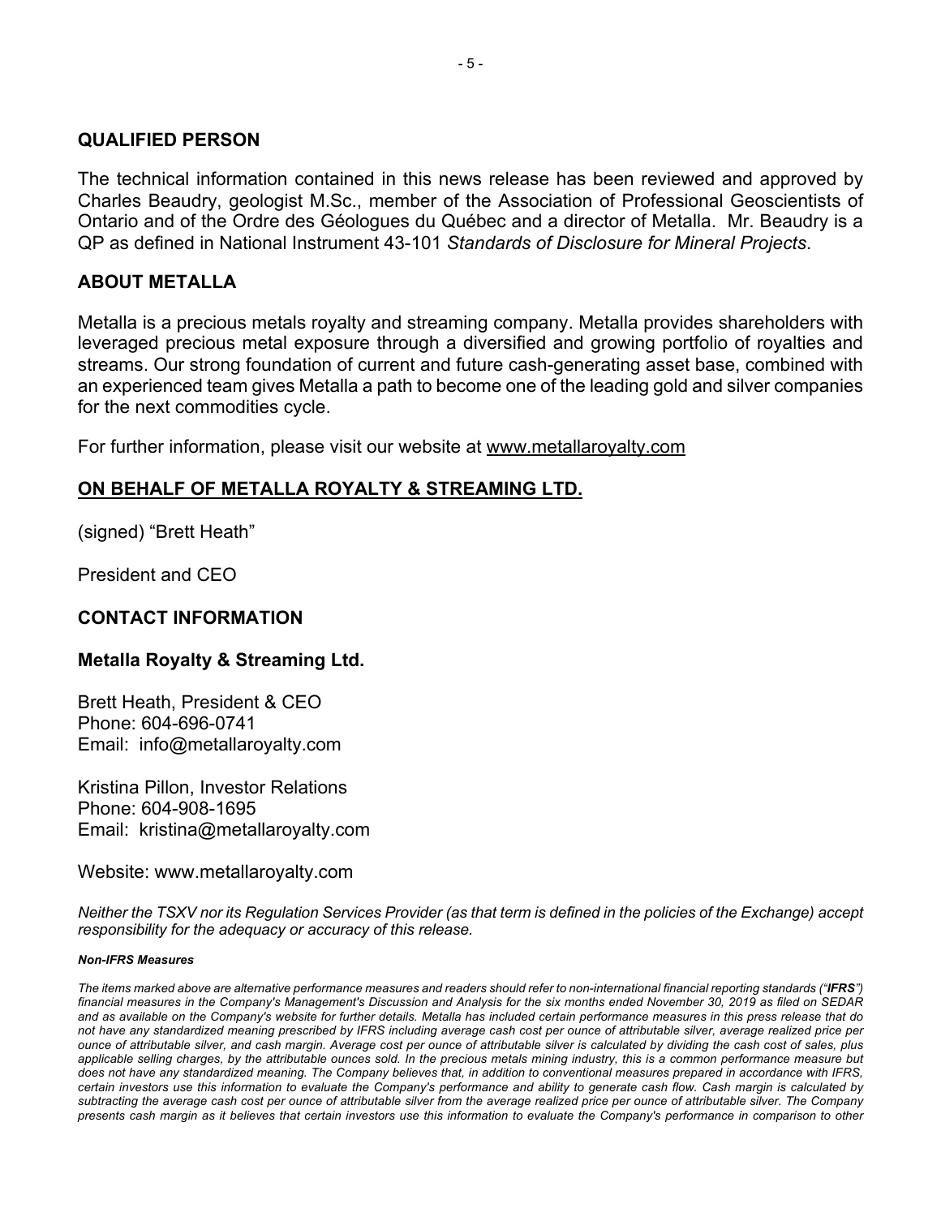## QUALIFIED PERSON

The technical information contained in this news release has been reviewed and approved by Charles Beaudry, geologist M.Sc., member of the Association of Professional Geoscientists of Ontario and of the Ordre des Géologues du Québec and a director of Metalla. Mr. Beaudry is a QP as defined in National Instrument 43-101 *Standards of Disclosure for Mineral Projects*.

## ABOUT METALLA

Metalla is a precious metals royalty and streaming company. Metalla provides shareholders with leveraged precious metal exposure through a diversified and growing portfolio of royalties and streams. Our strong foundation of current and future cash-generating asset base, combined with an experienced team gives Metalla a path to become one of the leading gold and silver companies for the next commodities cycle.

For further information, please visit our website at www.metallaroyalty.com

## ON BEHALF OF METALLA ROYALTY & STREAMING LTD.

(signed) "Brett Heath"

President and CEO

## CONTACT INFORMATION

### Metalla Royalty & Streaming Ltd.

Brett Heath, President & CEO
Phone: 604-696-0741
Email: info@metallaroyalty.com

Kristina Pillon, Investor Relations
Phone: 604-908-1695
Email: kristina@metallaroyalty.com

Website: www.metallaroyalty.com

*Neither the TSXV nor its Regulation Services Provider (as that term is defined in the policies of the Exchange) accept responsibility for the adequacy or accuracy of this release.*

***Non-IFRS Measures***

*The items marked above are alternative performance measures and readers should refer to non-international financial reporting standards ("**IFRS**") financial measures in the Company's Management's Discussion and Analysis for the six months ended November 30, 2019 as filed on SEDAR and as available on the Company's website for further details. Metalla has included certain performance measures in this press release that do not have any standardized meaning prescribed by IFRS including average cash cost per ounce of attributable silver, average realized price per ounce of attributable silver, and cash margin. Average cost per ounce of attributable silver is calculated by dividing the cash cost of sales, plus applicable selling charges, by the attributable ounces sold. In the precious metals mining industry, this is a common performance measure but does not have any standardized meaning. The Company believes that, in addition to conventional measures prepared in accordance with IFRS, certain investors use this information to evaluate the Company's performance and ability to generate cash flow. Cash margin is calculated by subtracting the average cash cost per ounce of attributable silver from the average realized price per ounce of attributable silver. The Company presents cash margin as it believes that certain investors use this information to evaluate the Company's performance in comparison to other*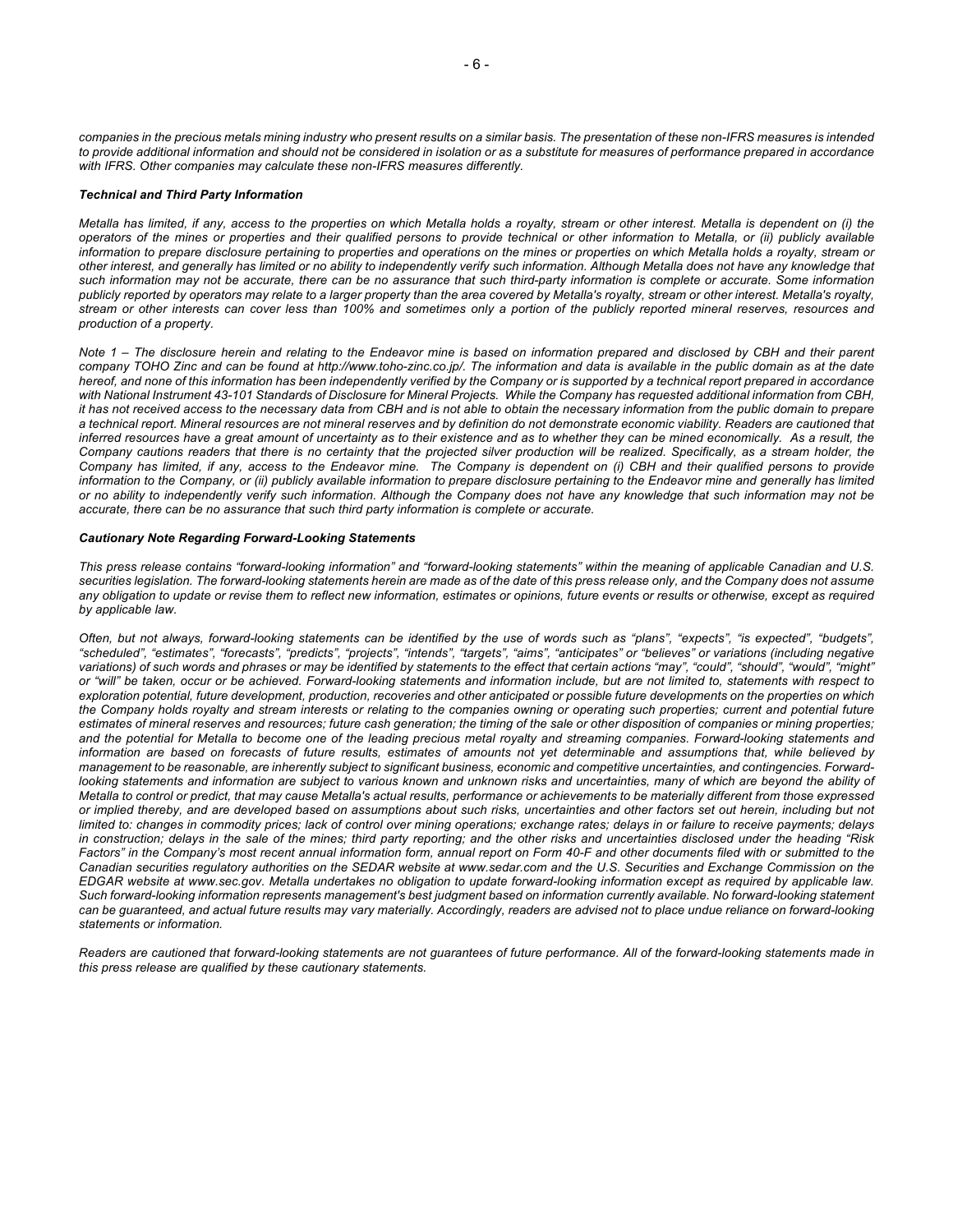*companies in the precious metals mining industry who present results on a similar basis. The presentation of these non-IFRS measures is intended to provide additional information and should not be considered in isolation or as a substitute for measures of performance prepared in accordance with IFRS. Other companies may calculate these non-IFRS measures differently.*

***Technical and Third Party Information***

*Metalla has limited, if any, access to the properties on which Metalla holds a royalty, stream or other interest. Metalla is dependent on (i) the operators of the mines or properties and their qualified persons to provide technical or other information to Metalla, or (ii) publicly available information to prepare disclosure pertaining to properties and operations on the mines or properties on which Metalla holds a royalty, stream or other interest, and generally has limited or no ability to independently verify such information. Although Metalla does not have any knowledge that such information may not be accurate, there can be no assurance that such third-party information is complete or accurate. Some information publicly reported by operators may relate to a larger property than the area covered by Metalla's royalty, stream or other interest. Metalla's royalty, stream or other interests can cover less than 100% and sometimes only a portion of the publicly reported mineral reserves, resources and production of a property.*

*Note 1 – The disclosure herein and relating to the Endeavor mine is based on information prepared and disclosed by CBH and their parent company TOHO Zinc and can be found at http://www.toho-zinc.co.jp/. The information and data is available in the public domain as at the date hereof, and none of this information has been independently verified by the Company or is supported by a technical report prepared in accordance with National Instrument 43-101 Standards of Disclosure for Mineral Projects. While the Company has requested additional information from CBH, it has not received access to the necessary data from CBH and is not able to obtain the necessary information from the public domain to prepare a technical report. Mineral resources are not mineral reserves and by definition do not demonstrate economic viability. Readers are cautioned that inferred resources have a great amount of uncertainty as to their existence and as to whether they can be mined economically. As a result, the Company cautions readers that there is no certainty that the projected silver production will be realized. Specifically, as a stream holder, the Company has limited, if any, access to the Endeavor mine. The Company is dependent on (i) CBH and their qualified persons to provide information to the Company, or (ii) publicly available information to prepare disclosure pertaining to the Endeavor mine and generally has limited or no ability to independently verify such information. Although the Company does not have any knowledge that such information may not be accurate, there can be no assurance that such third party information is complete or accurate.*

***Cautionary Note Regarding Forward-Looking Statements***

*This press release contains "forward-looking information" and "forward-looking statements" within the meaning of applicable Canadian and U.S. securities legislation. The forward-looking statements herein are made as of the date of this press release only, and the Company does not assume any obligation to update or revise them to reflect new information, estimates or opinions, future events or results or otherwise, except as required by applicable law.*

*Often, but not always, forward-looking statements can be identified by the use of words such as "plans", "expects", "is expected", "budgets", "scheduled", "estimates", "forecasts", "predicts", "projects", "intends", "targets", "aims", "anticipates" or "believes" or variations (including negative variations) of such words and phrases or may be identified by statements to the effect that certain actions "may", "could", "should", "would", "might" or "will" be taken, occur or be achieved. Forward-looking statements and information include, but are not limited to, statements with respect to exploration potential, future development, production, recoveries and other anticipated or possible future developments on the properties on which the Company holds royalty and stream interests or relating to the companies owning or operating such properties; current and potential future estimates of mineral reserves and resources; future cash generation; the timing of the sale or other disposition of companies or mining properties; and the potential for Metalla to become one of the leading precious metal royalty and streaming companies. Forward-looking statements and information are based on forecasts of future results, estimates of amounts not yet determinable and assumptions that, while believed by management to be reasonable, are inherently subject to significant business, economic and competitive uncertainties, and contingencies. Forward-looking statements and information are subject to various known and unknown risks and uncertainties, many of which are beyond the ability of Metalla to control or predict, that may cause Metalla's actual results, performance or achievements to be materially different from those expressed or implied thereby, and are developed based on assumptions about such risks, uncertainties and other factors set out herein, including but not limited to: changes in commodity prices; lack of control over mining operations; exchange rates; delays in or failure to receive payments; delays in construction; delays in the sale of the mines; third party reporting; and the other risks and uncertainties disclosed under the heading "Risk Factors" in the Company's most recent annual information form, annual report on Form 40-F and other documents filed with or submitted to the Canadian securities regulatory authorities on the SEDAR website at www.sedar.com and the U.S. Securities and Exchange Commission on the EDGAR website at www.sec.gov. Metalla undertakes no obligation to update forward-looking information except as required by applicable law. Such forward-looking information represents management's best judgment based on information currently available. No forward-looking statement can be guaranteed, and actual future results may vary materially. Accordingly, readers are advised not to place undue reliance on forward-looking statements or information.*

*Readers are cautioned that forward-looking statements are not guarantees of future performance. All of the forward-looking statements made in this press release are qualified by these cautionary statements.*